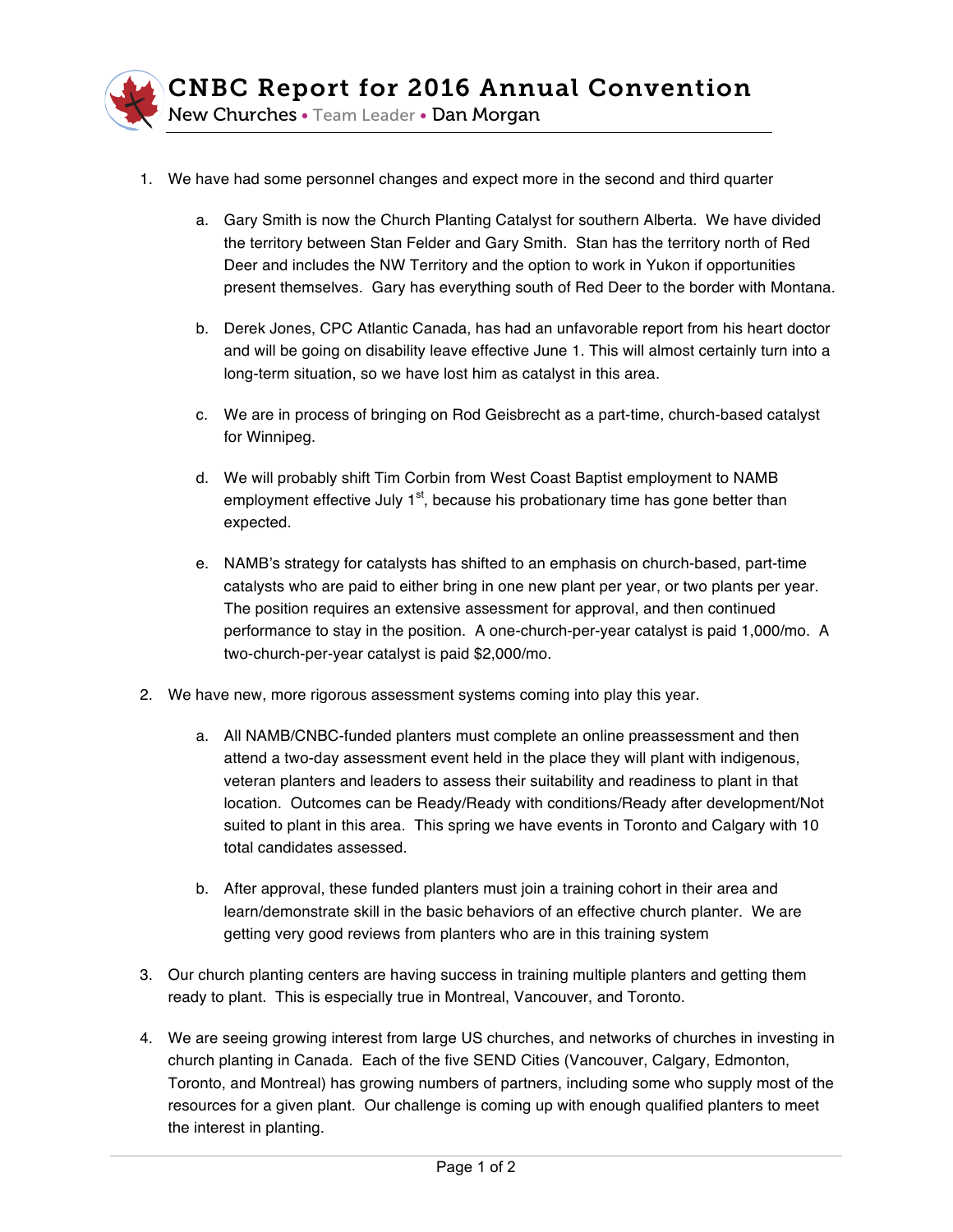# CNBC Report for 2016 Annual Convention

New Churches • Team Leader • Dan Morgan

1. We have had some personnel changes and expect more in the second and third quarter

    a. Gary Smith is now the Church Planting Catalyst for southern Alberta. We have divided the territory between Stan Felder and Gary Smith. Stan has the territory north of Red Deer and includes the NW Territory and the option to work in Yukon if opportunities present themselves. Gary has everything south of Red Deer to the border with Montana.

    b. Derek Jones, CPC Atlantic Canada, has had an unfavorable report from his heart doctor and will be going on disability leave effective June 1. This will almost certainly turn into a long-term situation, so we have lost him as catalyst in this area.

    c. We are in process of bringing on Rod Geisbrecht as a part-time, church-based catalyst for Winnipeg.

    d. We will probably shift Tim Corbin from West Coast Baptist employment to NAMB employment effective July 1st, because his probationary time has gone better than expected.

    e. NAMB's strategy for catalysts has shifted to an emphasis on church-based, part-time catalysts who are paid to either bring in one new plant per year, or two plants per year. The position requires an extensive assessment for approval, and then continued performance to stay in the position. A one-church-per-year catalyst is paid 1,000/mo. A two-church-per-year catalyst is paid $2,000/mo.

2. We have new, more rigorous assessment systems coming into play this year.

    a. All NAMB/CNBC-funded planters must complete an online preassessment and then attend a two-day assessment event held in the place they will plant with indigenous, veteran planters and leaders to assess their suitability and readiness to plant in that location. Outcomes can be Ready/Ready with conditions/Ready after development/Not suited to plant in this area. This spring we have events in Toronto and Calgary with 10 total candidates assessed.

    b. After approval, these funded planters must join a training cohort in their area and learn/demonstrate skill in the basic behaviors of an effective church planter. We are getting very good reviews from planters who are in this training system

3. Our church planting centers are having success in training multiple planters and getting them ready to plant. This is especially true in Montreal, Vancouver, and Toronto.

4. We are seeing growing interest from large US churches, and networks of churches in investing in church planting in Canada. Each of the five SEND Cities (Vancouver, Calgary, Edmonton, Toronto, and Montreal) has growing numbers of partners, including some who supply most of the resources for a given plant. Our challenge is coming up with enough qualified planters to meet the interest in planting.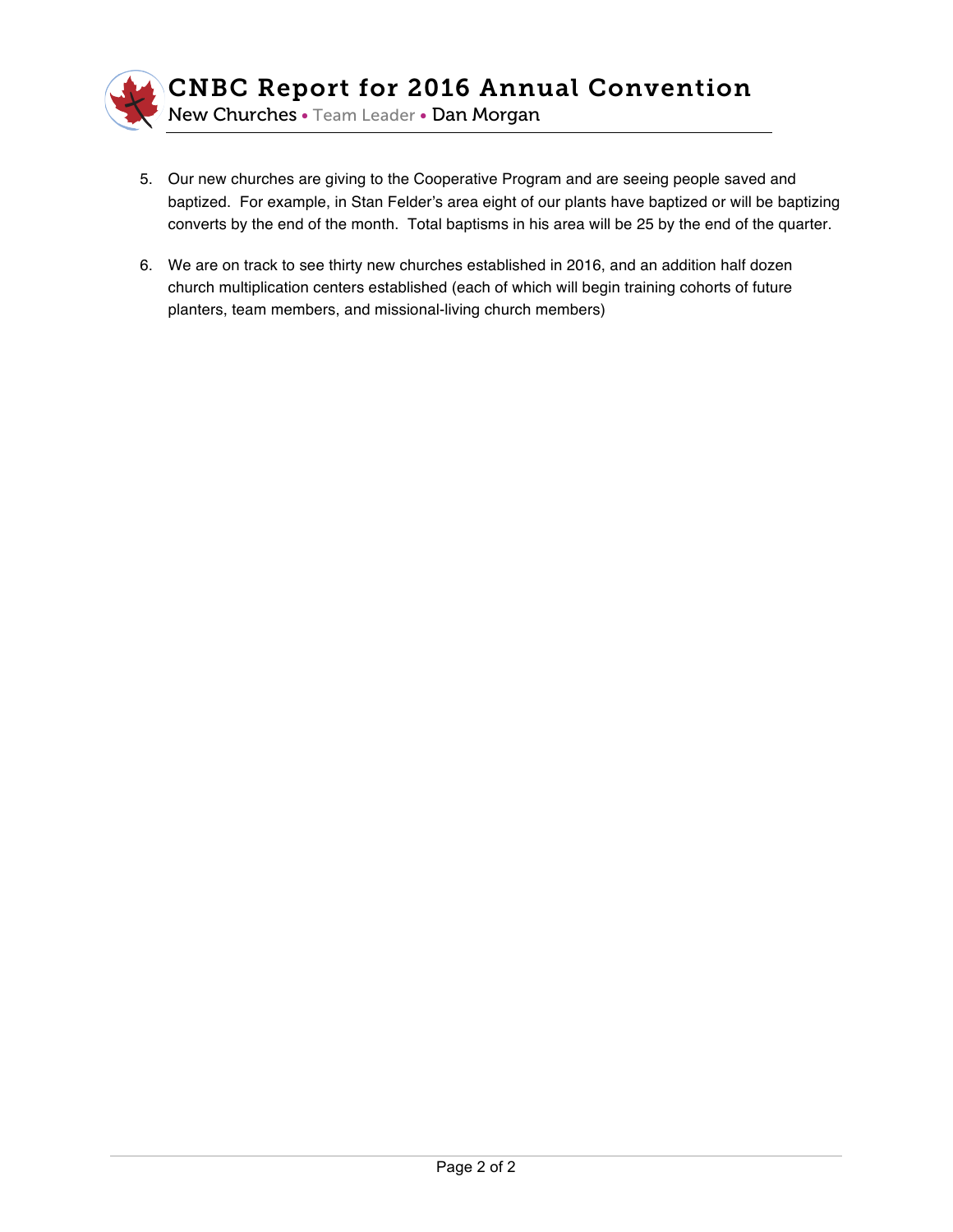5. Our new churches are giving to the Cooperative Program and are seeing people saved and baptized. For example, in Stan Felder's area eight of our plants have baptized or will be baptizing converts by the end of the month. Total baptisms in his area will be 25 by the end of the quarter.

6. We are on track to see thirty new churches established in 2016, and an addition half dozen church multiplication centers established (each of which will begin training cohorts of future planters, team members, and missional-living church members)